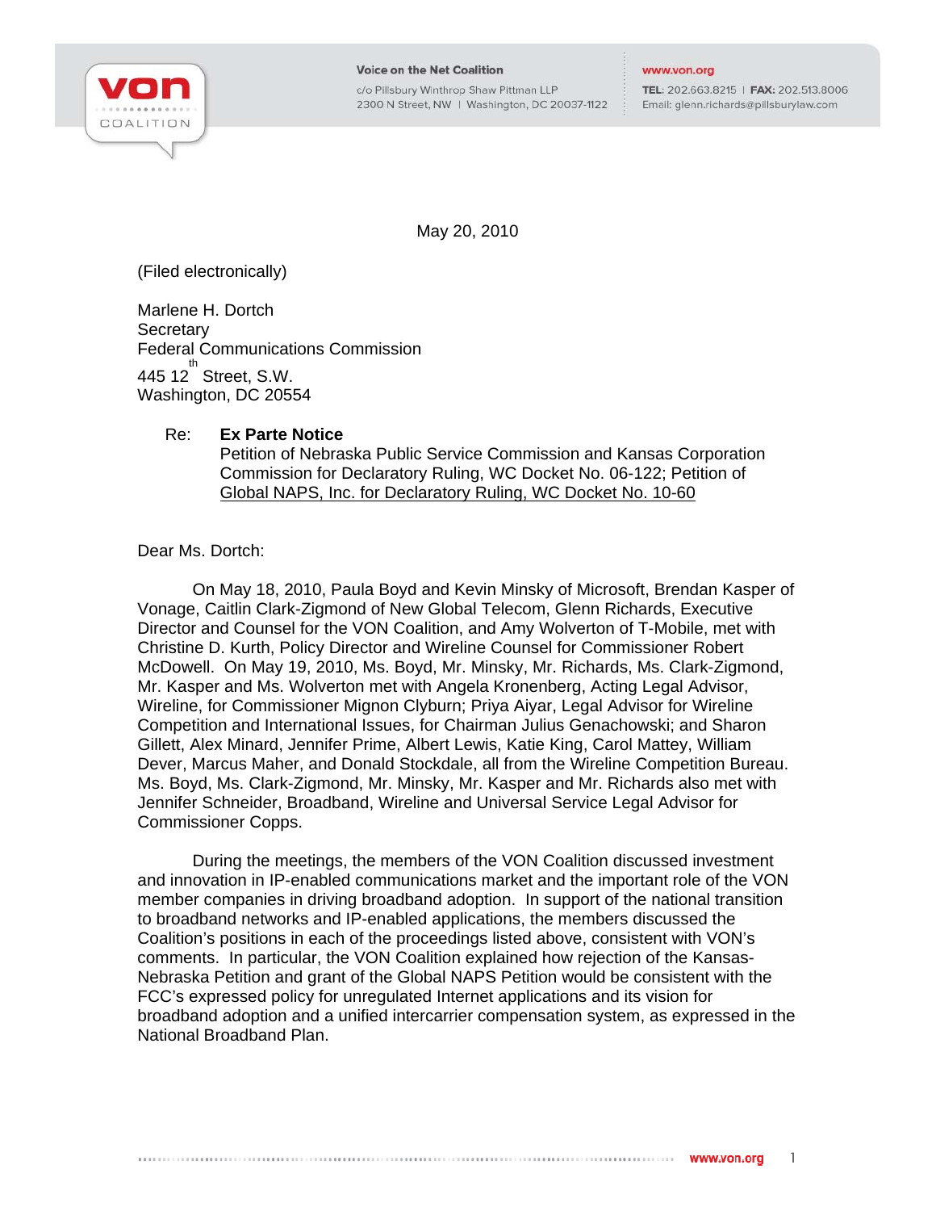Voice on the Net Coalition
c/o Pillsbury Winthrop Shaw Pittman LLP
2300 N Street, NW | Washington, DC 20037-1122

www.von.org
TEL: 202.663.8215 | FAX: 202.513.8006
Email: glenn.richards@pillsburylaw.com

May 20, 2010

(Filed electronically)

Marlene H. Dortch
Secretary
Federal Communications Commission
445 12th Street, S.W.
Washington, DC 20554

Re: **Ex Parte Notice**
Petition of Nebraska Public Service Commission and Kansas Corporation Commission for Declaratory Ruling, WC Docket No. 06-122; Petition of Global NAPS, Inc. for Declaratory Ruling, WC Docket No. 10-60

Dear Ms. Dortch:

On May 18, 2010, Paula Boyd and Kevin Minsky of Microsoft, Brendan Kasper of Vonage, Caitlin Clark-Zigmond of New Global Telecom, Glenn Richards, Executive Director and Counsel for the VON Coalition, and Amy Wolverton of T-Mobile, met with Christine D. Kurth, Policy Director and Wireline Counsel for Commissioner Robert McDowell. On May 19, 2010, Ms. Boyd, Mr. Minsky, Mr. Richards, Ms. Clark-Zigmond, Mr. Kasper and Ms. Wolverton met with Angela Kronenberg, Acting Legal Advisor, Wireline, for Commissioner Mignon Clyburn; Priya Aiyar, Legal Advisor for Wireline Competition and International Issues, for Chairman Julius Genachowski; and Sharon Gillett, Alex Minard, Jennifer Prime, Albert Lewis, Katie King, Carol Mattey, William Dever, Marcus Maher, and Donald Stockdale, all from the Wireline Competition Bureau. Ms. Boyd, Ms. Clark-Zigmond, Mr. Minsky, Mr. Kasper and Mr. Richards also met with Jennifer Schneider, Broadband, Wireline and Universal Service Legal Advisor for Commissioner Copps.

During the meetings, the members of the VON Coalition discussed investment and innovation in IP-enabled communications market and the important role of the VON member companies in driving broadband adoption. In support of the national transition to broadband networks and IP-enabled applications, the members discussed the Coalition's positions in each of the proceedings listed above, consistent with VON's comments. In particular, the VON Coalition explained how rejection of the Kansas-Nebraska Petition and grant of the Global NAPS Petition would be consistent with the FCC's expressed policy for unregulated Internet applications and its vision for broadband adoption and a unified intercarrier compensation system, as expressed in the National Broadband Plan.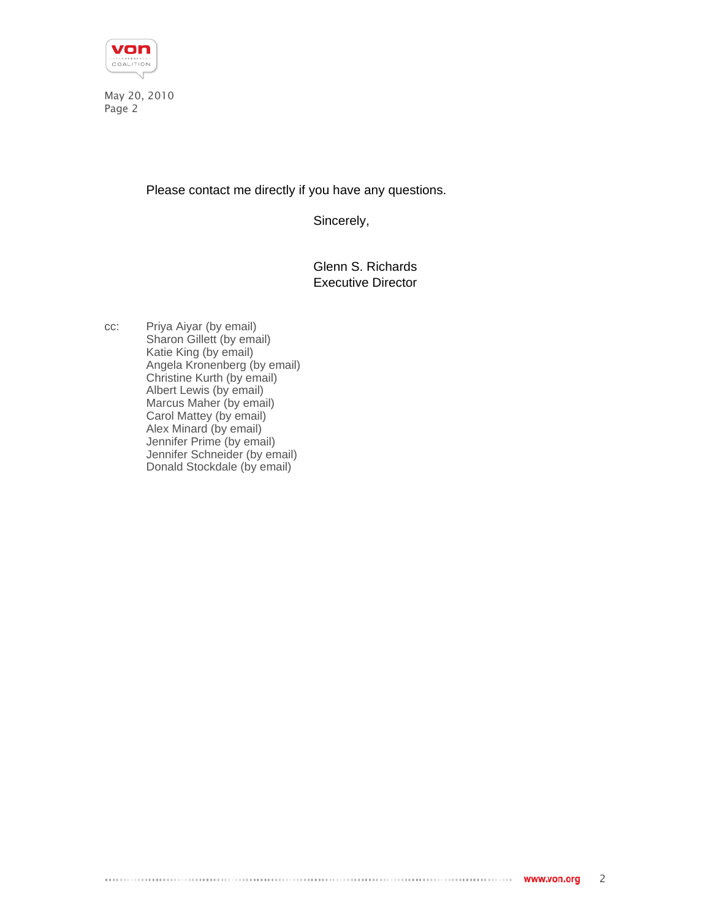May 20, 2010
Page 2

Please contact me directly if you have any questions.

Sincerely,

Glenn S. Richards
Executive Director

cc: Priya Aiyar (by email)
Sharon Gillett (by email)
Katie King (by email)
Angela Kronenberg (by email)
Christine Kurth (by email)
Albert Lewis (by email)
Marcus Maher (by email)
Carol Mattey (by email)
Alex Minard (by email)
Jennifer Prime (by email)
Jennifer Schneider (by email)
Donald Stockdale (by email)